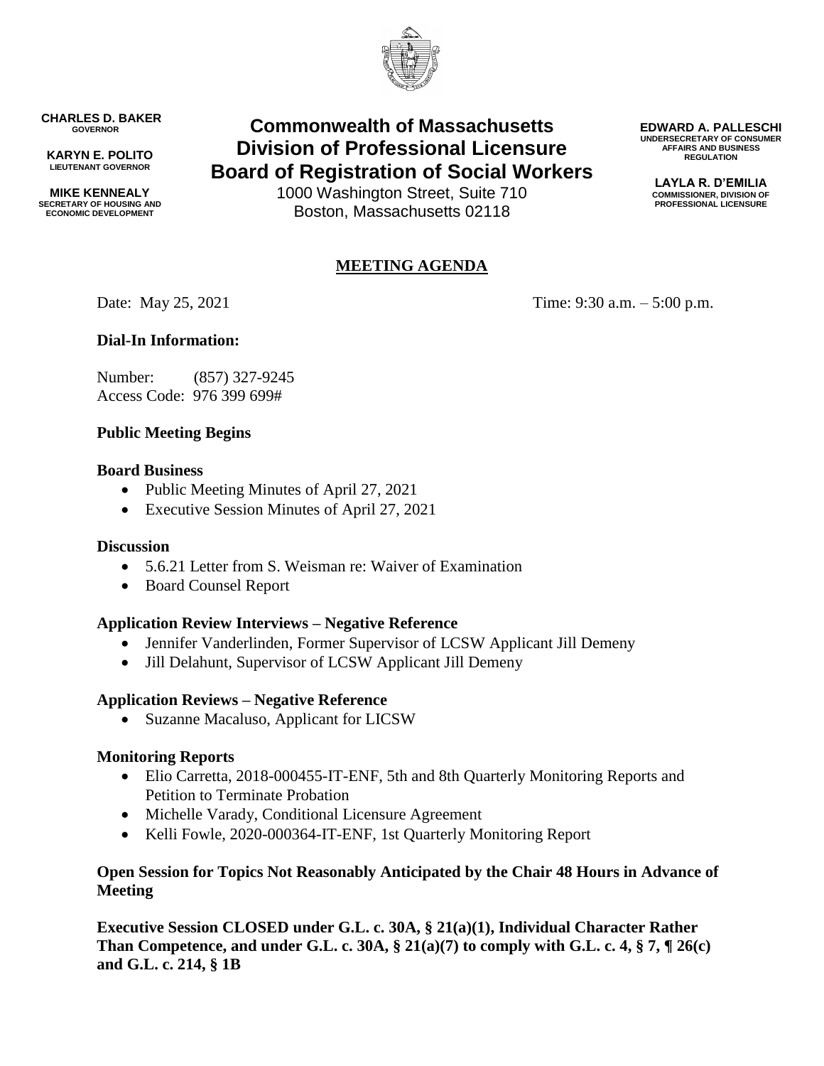**CHARLES D. BAKER**
GOVERNOR

**KARYN E. POLITO**
LIEUTENANT GOVERNOR

**MIKE KENNEALY**
SECRETARY OF HOUSING AND ECONOMIC DEVELOPMENT

# Commonwealth of Massachusetts
# Division of Professional Licensure
# Board of Registration of Social Workers

1000 Washington Street, Suite 710
Boston, Massachusetts 02118

**EDWARD A. PALLESCHI**
UNDERSECRETARY OF CONSUMER AFFAIRS AND BUSINESS REGULATION

**LAYLA R. D'EMILIA**
COMMISSIONER, DIVISION OF PROFESSIONAL LICENSURE

## MEETING AGENDA

Date: May 25, 2021

Time: 9:30 a.m. – 5:00 p.m.

**Dial-In Information:**

Number: (857) 327-9245
Access Code: 976 399 699#

**Public Meeting Begins**

**Board Business**

- Public Meeting Minutes of April 27, 2021
- Executive Session Minutes of April 27, 2021

**Discussion**

- 5.6.21 Letter from S. Weisman re: Waiver of Examination
- Board Counsel Report

**Application Review Interviews – Negative Reference**

- Jennifer Vanderlinden, Former Supervisor of LCSW Applicant Jill Demeny
- Jill Delahunt, Supervisor of LCSW Applicant Jill Demeny

**Application Reviews – Negative Reference**

- Suzanne Macaluso, Applicant for LICSW

**Monitoring Reports**

- Elio Carretta, 2018-000455-IT-ENF, 5th and 8th Quarterly Monitoring Reports and Petition to Terminate Probation
- Michelle Varady, Conditional Licensure Agreement
- Kelli Fowle, 2020-000364-IT-ENF, 1st Quarterly Monitoring Report

**Open Session for Topics Not Reasonably Anticipated by the Chair 48 Hours in Advance of Meeting**

**Executive Session CLOSED under G.L. c. 30A, § 21(a)(1), Individual Character Rather Than Competence, and under G.L. c. 30A, § 21(a)(7) to comply with G.L. c. 4, § 7, ¶ 26(c) and G.L. c. 214, § 1B**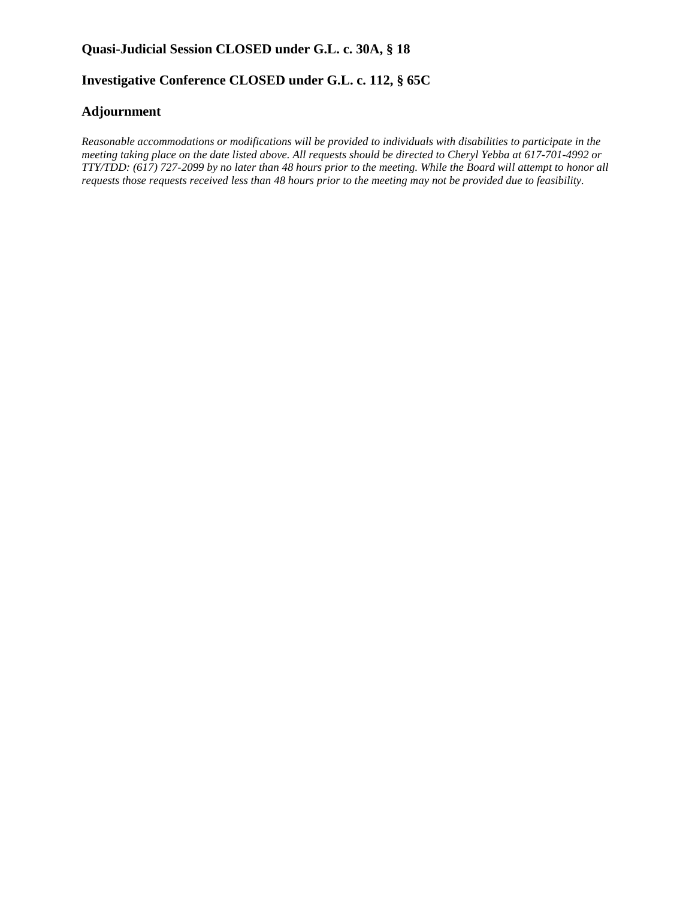### Quasi-Judicial Session CLOSED under G.L. c. 30A, § 18

### Investigative Conference CLOSED under G.L. c. 112, § 65C

### Adjournment

*Reasonable accommodations or modifications will be provided to individuals with disabilities to participate in the meeting taking place on the date listed above. All requests should be directed to Cheryl Yebba at 617-701-4992 or TTY/TDD: (617) 727-2099 by no later than 48 hours prior to the meeting. While the Board will attempt to honor all requests those requests received less than 48 hours prior to the meeting may not be provided due to feasibility.*